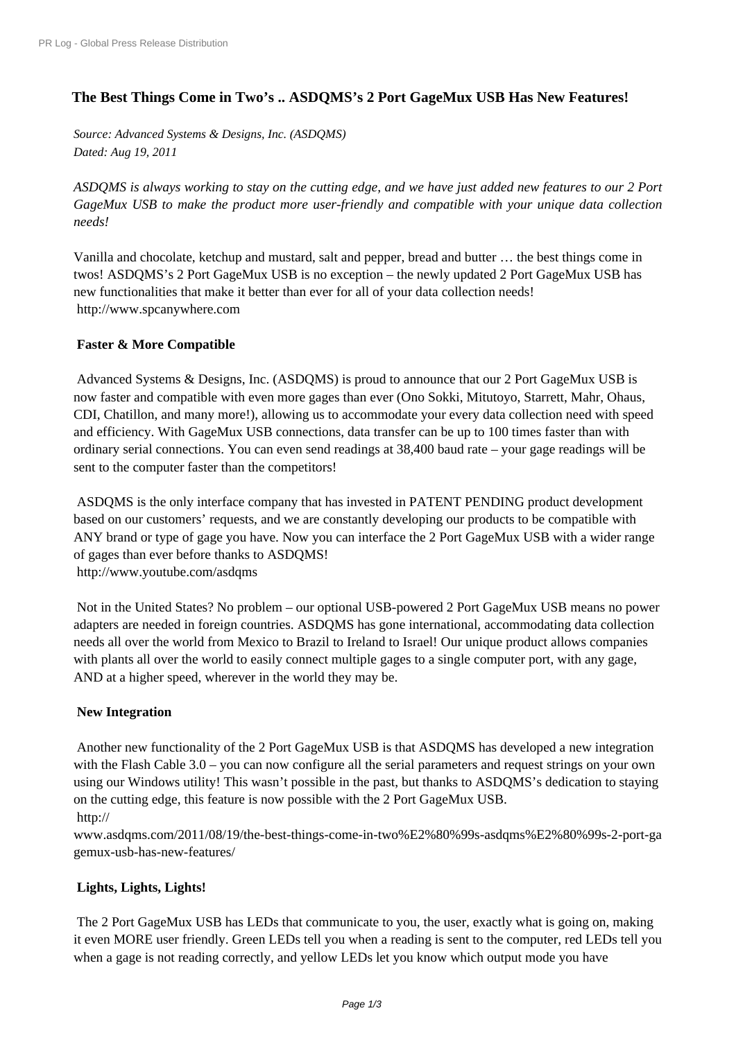# The Best Things Come in Two's .. ASDQMS's 2 Port GageMux USB Has New Features!

*Source: Advanced Systems & Designs, Inc. (ASDQMS)*
*Dated: Aug 19, 2011*

*ASDQMS is always working to stay on the cutting edge, and we have just added new features to our 2 Port GageMux USB to make the product more user-friendly and compatible with your unique data collection needs!*

Vanilla and chocolate, ketchup and mustard, salt and pepper, bread and butter … the best things come in twos! ASDQMS's 2 Port GageMux USB is no exception – the newly updated 2 Port GageMux USB has new functionalities that make it better than ever for all of your data collection needs!
http://www.spcanywhere.com

**Faster & More Compatible**

Advanced Systems & Designs, Inc. (ASDQMS) is proud to announce that our 2 Port GageMux USB is now faster and compatible with even more gages than ever (Ono Sokki, Mitutoyo, Starrett, Mahr, Ohaus, CDI, Chatillon, and many more!), allowing us to accommodate your every data collection need with speed and efficiency. With GageMux USB connections, data transfer can be up to 100 times faster than with ordinary serial connections. You can even send readings at 38,400 baud rate – your gage readings will be sent to the computer faster than the competitors!

ASDQMS is the only interface company that has invested in PATENT PENDING product development based on our customers' requests, and we are constantly developing our products to be compatible with ANY brand or type of gage you have. Now you can interface the 2 Port GageMux USB with a wider range of gages than ever before thanks to ASDQMS!
http://www.youtube.com/asdqms

Not in the United States? No problem – our optional USB-powered 2 Port GageMux USB means no power adapters are needed in foreign countries. ASDQMS has gone international, accommodating data collection needs all over the world from Mexico to Brazil to Ireland to Israel! Our unique product allows companies with plants all over the world to easily connect multiple gages to a single computer port, with any gage, AND at a higher speed, wherever in the world they may be.

**New Integration**

Another new functionality of the 2 Port GageMux USB is that ASDQMS has developed a new integration with the Flash Cable 3.0 – you can now configure all the serial parameters and request strings on your own using our Windows utility! This wasn't possible in the past, but thanks to ASDQMS's dedication to staying on the cutting edge, this feature is now possible with the 2 Port GageMux USB.
http://www.asdqms.com/2011/08/19/the-best-things-come-in-two%E2%80%99s-asdqms%E2%80%99s-2-port-gagemux-usb-has-new-features/

**Lights, Lights, Lights!**

The 2 Port GageMux USB has LEDs that communicate to you, the user, exactly what is going on, making it even MORE user friendly. Green LEDs tell you when a reading is sent to the computer, red LEDs tell you when a gage is not reading correctly, and yellow LEDs let you know which output mode you have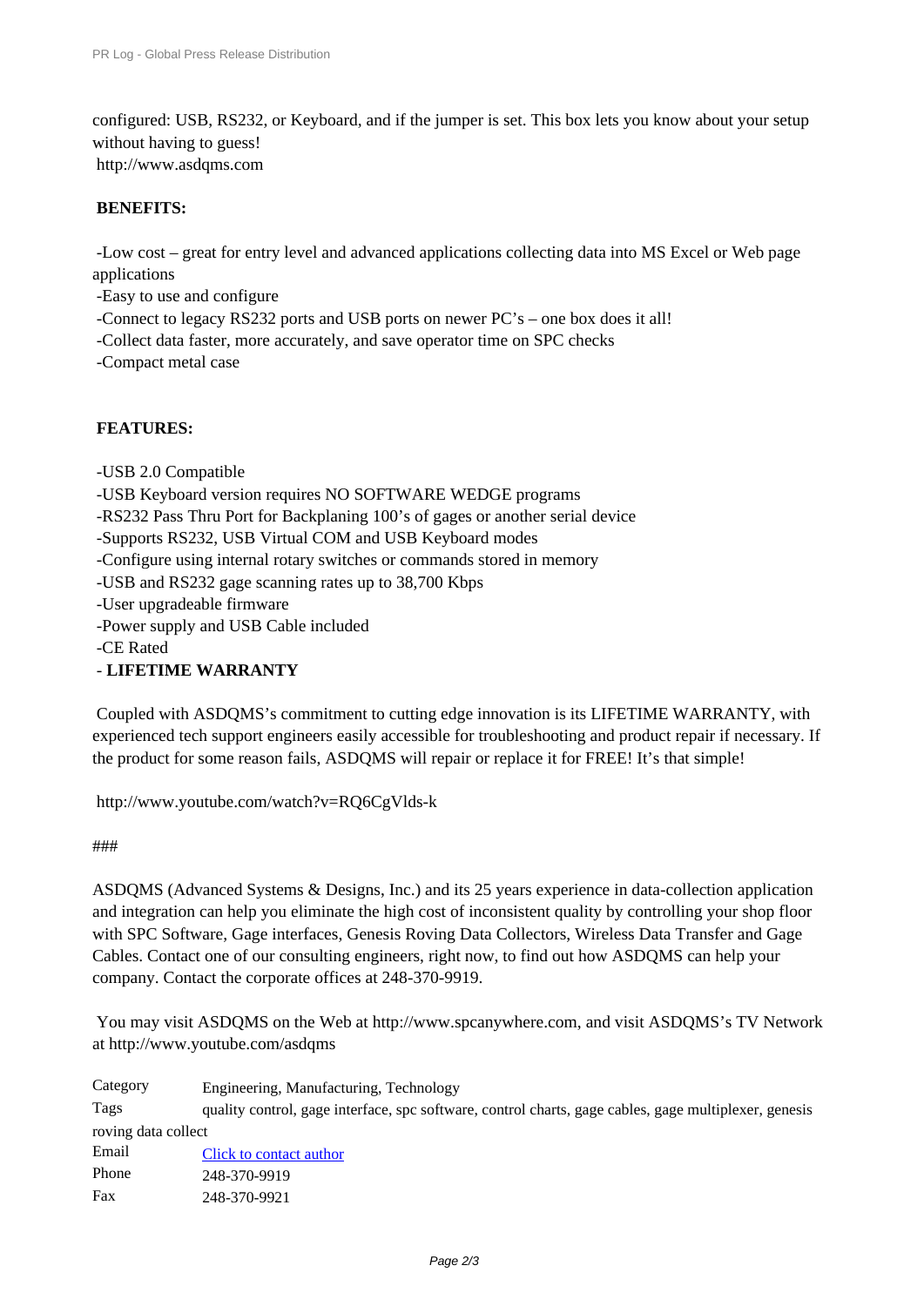configured: USB, RS232, or Keyboard, and if the jumper is set. This box lets you know about your setup without having to guess!
http://www.asdqms.com

**BENEFITS:**

-Low cost – great for entry level and advanced applications collecting data into MS Excel or Web page applications
-Easy to use and configure
-Connect to legacy RS232 ports and USB ports on newer PC's – one box does it all!
-Collect data faster, more accurately, and save operator time on SPC checks
-Compact metal case

**FEATURES:**

-USB 2.0 Compatible
-USB Keyboard version requires NO SOFTWARE WEDGE programs
-RS232 Pass Thru Port for Backplaning 100's of gages or another serial device
-Supports RS232, USB Virtual COM and USB Keyboard modes
-Configure using internal rotary switches or commands stored in memory
-USB and RS232 gage scanning rates up to 38,700 Kbps
-User upgradeable firmware
-Power supply and USB Cable included
-CE Rated
- **LIFETIME WARRANTY**

Coupled with ASDQMS's commitment to cutting edge innovation is its LIFETIME WARRANTY, with experienced tech support engineers easily accessible for troubleshooting and product repair if necessary. If the product for some reason fails, ASDQMS will repair or replace it for FREE! It's that simple!

http://www.youtube.com/watch?v=RQ6CgVlds-k

###

ASDQMS (Advanced Systems & Designs, Inc.) and its 25 years experience in data-collection application and integration can help you eliminate the high cost of inconsistent quality by controlling your shop floor with SPC Software, Gage interfaces, Genesis Roving Data Collectors, Wireless Data Transfer and Gage Cables. Contact one of our consulting engineers, right now, to find out how ASDQMS can help your company. Contact the corporate offices at 248-370-9919.

You may visit ASDQMS on the Web at http://www.spcanywhere.com, and visit ASDQMS's TV Network at http://www.youtube.com/asdqms

| | |
|---|---|
| Category | Engineering, Manufacturing, Technology |
| Tags | quality control, gage interface, spc software, control charts, gage cables, gage multiplexer, genesis roving data collect |
| Email | Click to contact author |
| Phone | 248-370-9919 |
| Fax | 248-370-9921 |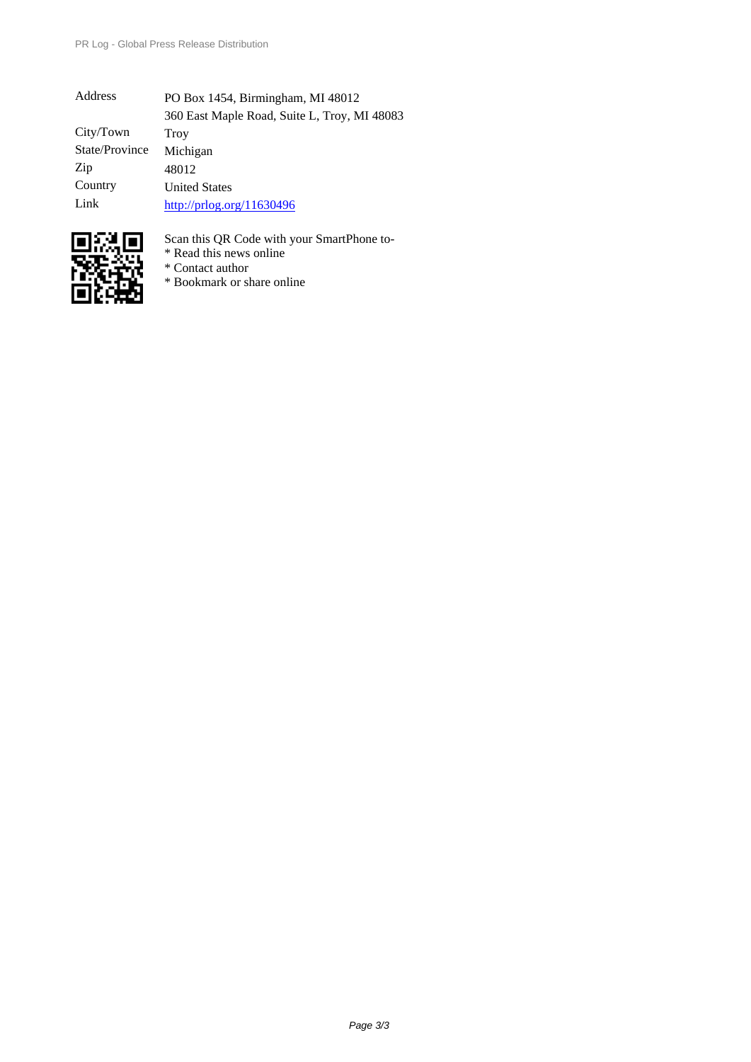| | |
|---|---|
| Address | PO Box 1454, Birmingham, MI 48012<br>360 East Maple Road, Suite L, Troy, MI 48083 |
| City/Town | Troy |
| State/Province | Michigan |
| Zip | 48012 |
| Country | United States |
| Link | http://prlog.org/11630496 |

Scan this QR Code with your SmartPhone to-
* Read this news online
* Contact author
* Bookmark or share online